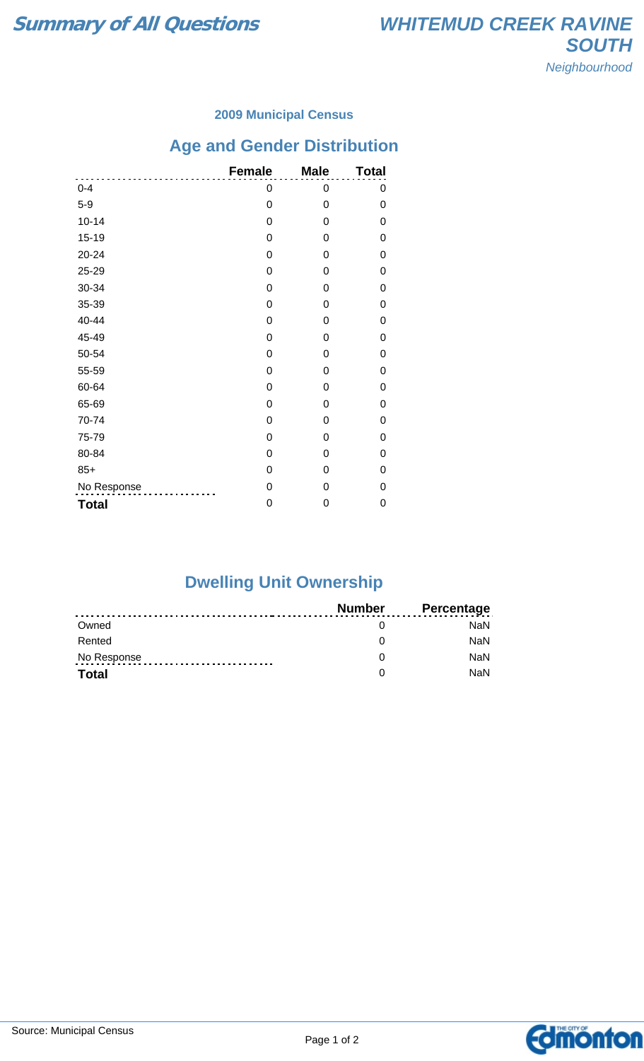# Summary of All Questions

## WHITEMUD CREEK RAVINE SOUTH

*Neighbourhood*

### 2009 Municipal Census

## Age and Gender Distribution

| | Female | Male | Total |
|---|---|---|---|
| 0-4 | 0 | 0 | 0 |
| 5-9 | 0 | 0 | 0 |
| 10-14 | 0 | 0 | 0 |
| 15-19 | 0 | 0 | 0 |
| 20-24 | 0 | 0 | 0 |
| 25-29 | 0 | 0 | 0 |
| 30-34 | 0 | 0 | 0 |
| 35-39 | 0 | 0 | 0 |
| 40-44 | 0 | 0 | 0 |
| 45-49 | 0 | 0 | 0 |
| 50-54 | 0 | 0 | 0 |
| 55-59 | 0 | 0 | 0 |
| 60-64 | 0 | 0 | 0 |
| 65-69 | 0 | 0 | 0 |
| 70-74 | 0 | 0 | 0 |
| 75-79 | 0 | 0 | 0 |
| 80-84 | 0 | 0 | 0 |
| 85+ | 0 | 0 | 0 |
| No Response | 0 | 0 | 0 |
| **Total** | 0 | 0 | 0 |

## Dwelling Unit Ownership

| | Number | Percentage |
|---|---|---|
| Owned | 0 | NaN |
| Rented | 0 | NaN |
| No Response | 0 | NaN |
| **Total** | 0 | NaN |

Source: Municipal Census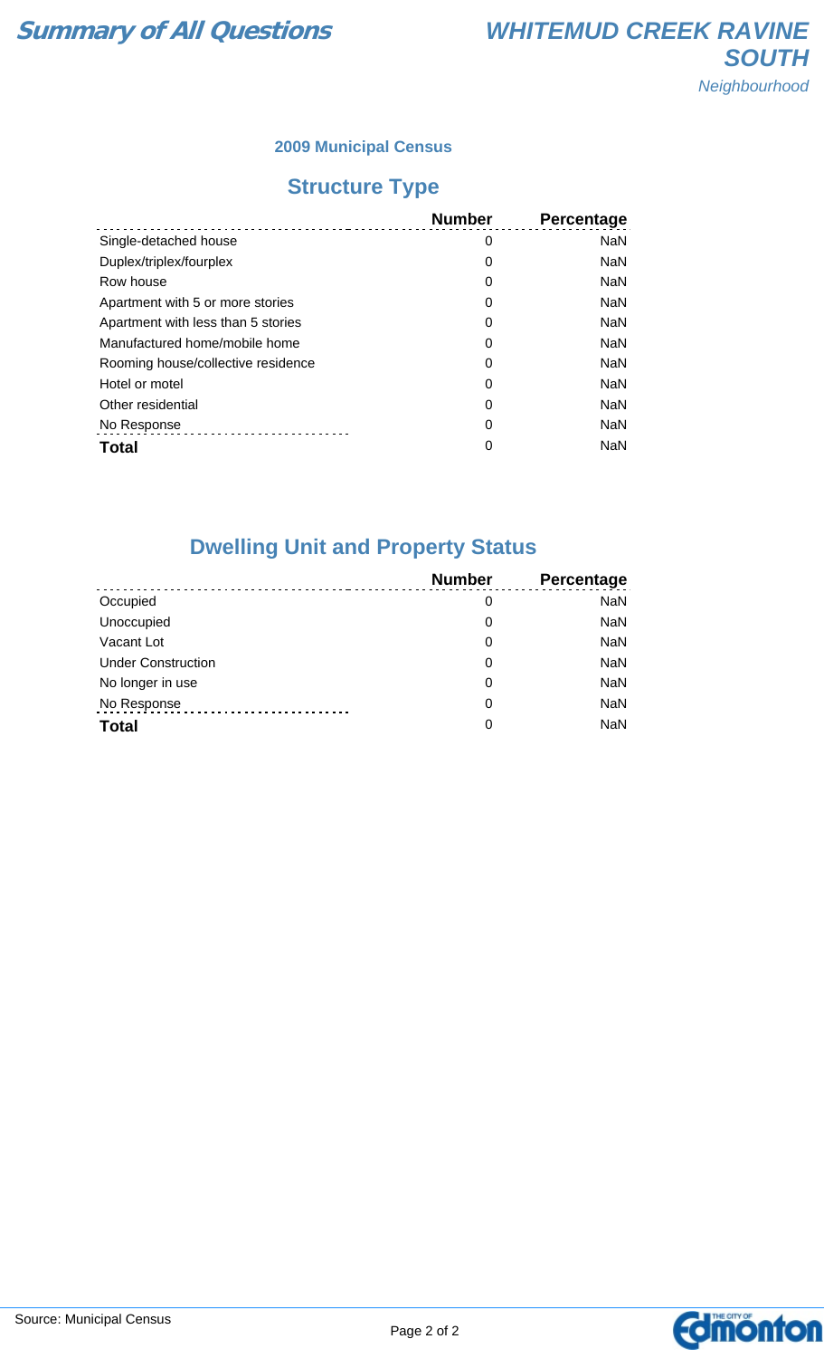# Summary of All Questions

## WHITEMUD CREEK RAVINE SOUTH

*Neighbourhood*

### 2009 Municipal Census

## Structure Type

| | Number | Percentage |
|---|---|---|
| Single-detached house | 0 | NaN |
| Duplex/triplex/fourplex | 0 | NaN |
| Row house | 0 | NaN |
| Apartment with 5 or more stories | 0 | NaN |
| Apartment with less than 5 stories | 0 | NaN |
| Manufactured home/mobile home | 0 | NaN |
| Rooming house/collective residence | 0 | NaN |
| Hotel or motel | 0 | NaN |
| Other residential | 0 | NaN |
| No Response | 0 | NaN |
| **Total** | 0 | NaN |

## Dwelling Unit and Property Status

| | Number | Percentage |
|---|---|---|
| Occupied | 0 | NaN |
| Unoccupied | 0 | NaN |
| Vacant Lot | 0 | NaN |
| Under Construction | 0 | NaN |
| No longer in use | 0 | NaN |
| No Response | 0 | NaN |
| **Total** | 0 | NaN |

Source: Municipal Census